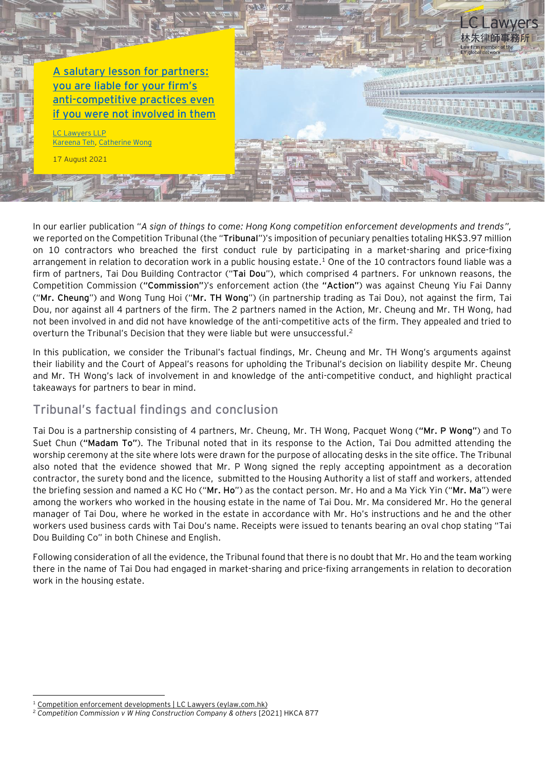# A salutary lesson for partners: you are liable for your firm's anti-competitive practices even if you were not involved in them

LC Lawyers LLP
Kareena Teh, Catherine Wong

17 August 2021

In our earlier publication "*A sign of things to come: Hong Kong competition enforcement developments and trends*", we reported on the Competition Tribunal (the "**Tribunal**")'s imposition of pecuniary penalties totaling HK$3.97 million on 10 contractors who breached the first conduct rule by participating in a market-sharing and price-fixing arrangement in relation to decoration work in a public housing estate.[1] One of the 10 contractors found liable was a firm of partners, Tai Dou Building Contractor ("**Tai Dou**"), which comprised 4 partners. For unknown reasons, the Competition Commission (**"Commission"**)'s enforcement action (the **"Action"**) was against Cheung Yiu Fai Danny ("**Mr. Cheung**") and Wong Tung Hoi ("**Mr. TH Wong**") (in partnership trading as Tai Dou), not against the firm, Tai Dou, nor against all 4 partners of the firm. The 2 partners named in the Action, Mr. Cheung and Mr. TH Wong, had not been involved in and did not have knowledge of the anti-competitive acts of the firm. They appealed and tried to overturn the Tribunal's Decision that they were liable but were unsuccessful.[2]

In this publication, we consider the Tribunal's factual findings, Mr. Cheung and Mr. TH Wong's arguments against their liability and the Court of Appeal's reasons for upholding the Tribunal's decision on liability despite Mr. Cheung and Mr. TH Wong's lack of involvement in and knowledge of the anti-competitive conduct, and highlight practical takeaways for partners to bear in mind.

## Tribunal's factual findings and conclusion

Tai Dou is a partnership consisting of 4 partners, Mr. Cheung, Mr. TH Wong, Pacquet Wong (**"Mr. P Wong"**) and To Suet Chun (**"Madam To"**). The Tribunal noted that in its response to the Action, Tai Dou admitted attending the worship ceremony at the site where lots were drawn for the purpose of allocating desks in the site office. The Tribunal also noted that the evidence showed that Mr. P Wong signed the reply accepting appointment as a decoration contractor, the surety bond and the licence, submitted to the Housing Authority a list of staff and workers, attended the briefing session and named a KC Ho ("**Mr. Ho**") as the contact person. Mr. Ho and a Ma Yick Yin ("**Mr. Ma**") were among the workers who worked in the housing estate in the name of Tai Dou. Mr. Ma considered Mr. Ho the general manager of Tai Dou, where he worked in the estate in accordance with Mr. Ho's instructions and he and the other workers used business cards with Tai Dou's name. Receipts were issued to tenants bearing an oval chop stating "Tai Dou Building Co" in both Chinese and English.

Following consideration of all the evidence, the Tribunal found that there is no doubt that Mr. Ho and the team working there in the name of Tai Dou had engaged in market-sharing and price-fixing arrangements in relation to decoration work in the housing estate.

---

[1] Competition enforcement developments | LC Lawyers (eylaw.com.hk)

[2] *Competition Commission v W Hing Construction Company & others* [2021] HKCA 877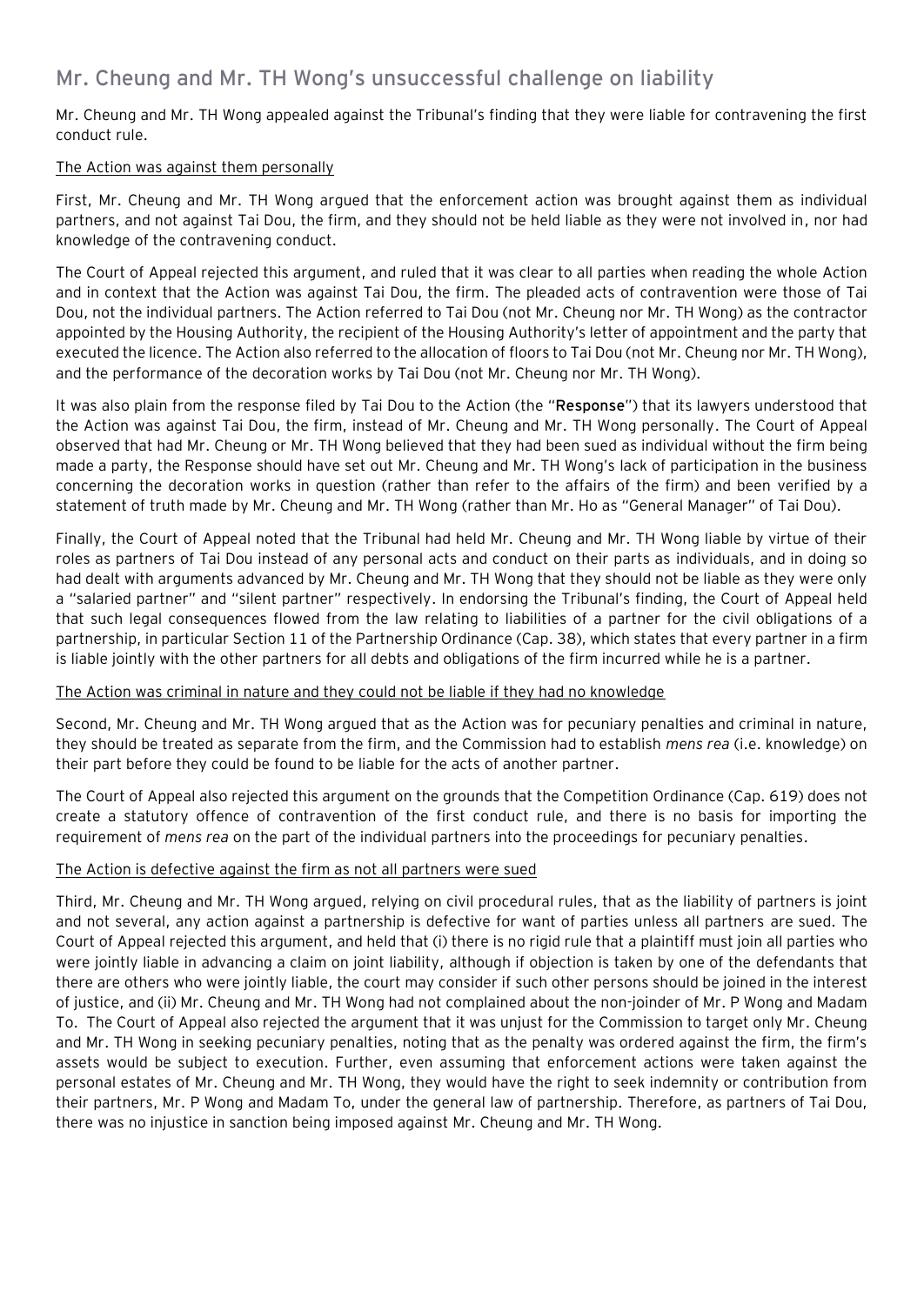## Mr. Cheung and Mr. TH Wong's unsuccessful challenge on liability

Mr. Cheung and Mr. TH Wong appealed against the Tribunal's finding that they were liable for contravening the first conduct rule.

The Action was against them personally

First, Mr. Cheung and Mr. TH Wong argued that the enforcement action was brought against them as individual partners, and not against Tai Dou, the firm, and they should not be held liable as they were not involved in, nor had knowledge of the contravening conduct.

The Court of Appeal rejected this argument, and ruled that it was clear to all parties when reading the whole Action and in context that the Action was against Tai Dou, the firm. The pleaded acts of contravention were those of Tai Dou, not the individual partners. The Action referred to Tai Dou (not Mr. Cheung nor Mr. TH Wong) as the contractor appointed by the Housing Authority, the recipient of the Housing Authority's letter of appointment and the party that executed the licence. The Action also referred to the allocation of floors to Tai Dou (not Mr. Cheung nor Mr. TH Wong), and the performance of the decoration works by Tai Dou (not Mr. Cheung nor Mr. TH Wong).

It was also plain from the response filed by Tai Dou to the Action (the "**Response**") that its lawyers understood that the Action was against Tai Dou, the firm, instead of Mr. Cheung and Mr. TH Wong personally. The Court of Appeal observed that had Mr. Cheung or Mr. TH Wong believed that they had been sued as individual without the firm being made a party, the Response should have set out Mr. Cheung and Mr. TH Wong's lack of participation in the business concerning the decoration works in question (rather than refer to the affairs of the firm) and been verified by a statement of truth made by Mr. Cheung and Mr. TH Wong (rather than Mr. Ho as "General Manager" of Tai Dou).

Finally, the Court of Appeal noted that the Tribunal had held Mr. Cheung and Mr. TH Wong liable by virtue of their roles as partners of Tai Dou instead of any personal acts and conduct on their parts as individuals, and in doing so had dealt with arguments advanced by Mr. Cheung and Mr. TH Wong that they should not be liable as they were only a "salaried partner" and "silent partner" respectively. In endorsing the Tribunal's finding, the Court of Appeal held that such legal consequences flowed from the law relating to liabilities of a partner for the civil obligations of a partnership, in particular Section 11 of the Partnership Ordinance (Cap. 38), which states that every partner in a firm is liable jointly with the other partners for all debts and obligations of the firm incurred while he is a partner.

The Action was criminal in nature and they could not be liable if they had no knowledge

Second, Mr. Cheung and Mr. TH Wong argued that as the Action was for pecuniary penalties and criminal in nature, they should be treated as separate from the firm, and the Commission had to establish *mens rea* (i.e. knowledge) on their part before they could be found to be liable for the acts of another partner.

The Court of Appeal also rejected this argument on the grounds that the Competition Ordinance (Cap. 619) does not create a statutory offence of contravention of the first conduct rule, and there is no basis for importing the requirement of *mens rea* on the part of the individual partners into the proceedings for pecuniary penalties.

The Action is defective against the firm as not all partners were sued

Third, Mr. Cheung and Mr. TH Wong argued, relying on civil procedural rules, that as the liability of partners is joint and not several, any action against a partnership is defective for want of parties unless all partners are sued. The Court of Appeal rejected this argument, and held that (i) there is no rigid rule that a plaintiff must join all parties who were jointly liable in advancing a claim on joint liability, although if objection is taken by one of the defendants that there are others who were jointly liable, the court may consider if such other persons should be joined in the interest of justice, and (ii) Mr. Cheung and Mr. TH Wong had not complained about the non-joinder of Mr. P Wong and Madam To. The Court of Appeal also rejected the argument that it was unjust for the Commission to target only Mr. Cheung and Mr. TH Wong in seeking pecuniary penalties, noting that as the penalty was ordered against the firm, the firm's assets would be subject to execution. Further, even assuming that enforcement actions were taken against the personal estates of Mr. Cheung and Mr. TH Wong, they would have the right to seek indemnity or contribution from their partners, Mr. P Wong and Madam To, under the general law of partnership. Therefore, as partners of Tai Dou, there was no injustice in sanction being imposed against Mr. Cheung and Mr. TH Wong.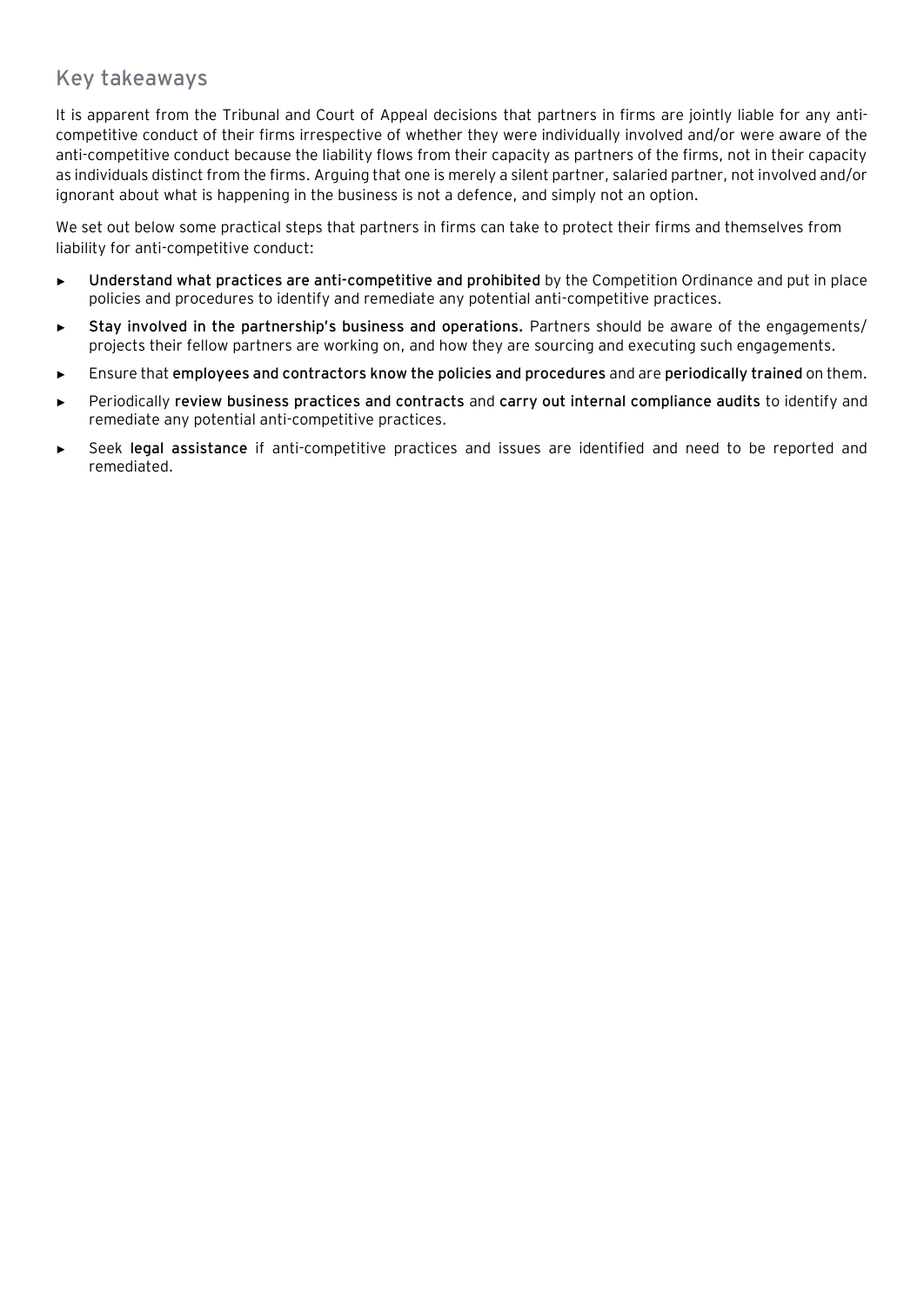## Key takeaways

It is apparent from the Tribunal and Court of Appeal decisions that partners in firms are jointly liable for any anti-competitive conduct of their firms irrespective of whether they were individually involved and/or were aware of the anti-competitive conduct because the liability flows from their capacity as partners of the firms, not in their capacity as individuals distinct from the firms. Arguing that one is merely a silent partner, salaried partner, not involved and/or ignorant about what is happening in the business is not a defence, and simply not an option.

We set out below some practical steps that partners in firms can take to protect their firms and themselves from liability for anti-competitive conduct:

- **Understand what practices are anti-competitive and prohibited** by the Competition Ordinance and put in place policies and procedures to identify and remediate any potential anti-competitive practices.
- **Stay involved in the partnership's business and operations.** Partners should be aware of the engagements/ projects their fellow partners are working on, and how they are sourcing and executing such engagements.
- Ensure that **employees and contractors know the policies and procedures** and are **periodically trained** on them.
- Periodically **review business practices and contracts** and **carry out internal compliance audits** to identify and remediate any potential anti-competitive practices.
- Seek **legal assistance** if anti-competitive practices and issues are identified and need to be reported and remediated.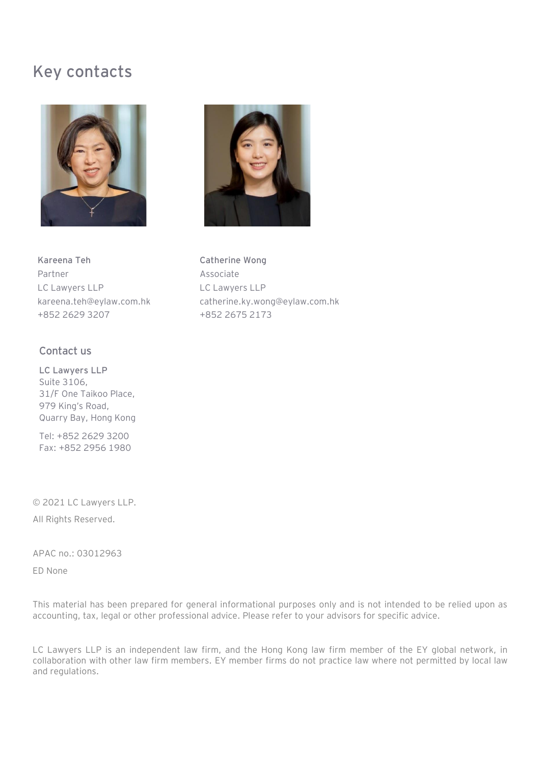# Key contacts

**Kareena Teh**
Partner
LC Lawyers LLP
kareena.teh@eylaw.com.hk
+852 2629 3207

**Catherine Wong**
Associate
LC Lawyers LLP
catherine.ky.wong@eylaw.com.hk
+852 2675 2173

## Contact us

**LC Lawyers LLP**
Suite 3106,
31/F One Taikoo Place,
979 King's Road,
Quarry Bay, Hong Kong

Tel: +852 2629 3200
Fax: +852 2956 1980

© 2021 LC Lawyers LLP.

All Rights Reserved.

APAC no.: 03012963

ED None

This material has been prepared for general informational purposes only and is not intended to be relied upon as accounting, tax, legal or other professional advice. Please refer to your advisors for specific advice.

LC Lawyers LLP is an independent law firm, and the Hong Kong law firm member of the EY global network, in collaboration with other law firm members. EY member firms do not practice law where not permitted by local law and regulations.